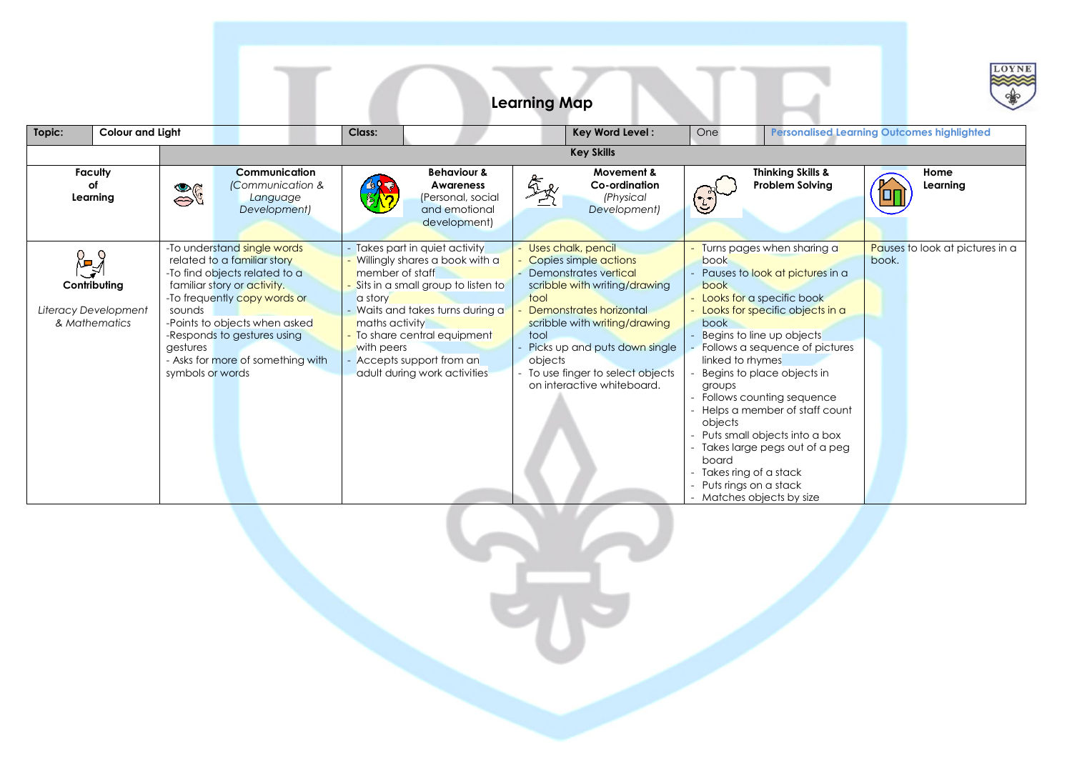# Learning Map

| Topic: | Colour and Light | Class: | | Key Word Level : | One | Personalised Learning Outcomes highlighted |
|---|---|---|---|---|---|---|

| | Key Skills | | | | |
|---|---|---|---|---|---|
| **Faculty of Learning** | **Communication** *(Communication & Language Development)* | **Behaviour & Awareness** (Personal, social and emotional development) | **Movement & Co-ordination** *(Physical Development)* | **Thinking Skills & Problem Solving** | **Home Learning** |
| **Contributing** *Literacy Development & Mathematics* | -To understand single words related to a familiar story<br>-To find objects related to a familiar story or activity.<br>-To frequently copy words or sounds<br>-Points to objects when asked<br>-Responds to gestures using gestures<br>- Asks for more of something with symbols or words | - Takes part in quiet activity<br>- Willingly shares a book with a member of staff<br>- Sits in a small group to listen to a story<br>- Waits and takes turns during a maths activity<br>- To share central equipment with peers<br>- Accepts support from an adult during work activities | - Uses chalk, pencil<br>- Copies simple actions<br>- Demonstrates vertical scribble with writing/drawing tool<br>- Demonstrates horizontal scribble with writing/drawing tool<br>- Picks up and puts down single objects<br>- To use finger to select objects on interactive whiteboard. | - Turns pages when sharing a book<br>- Pauses to look at pictures in a book<br>- Looks for a specific book<br>- Looks for specific objects in a book<br>- Begins to line up objects<br>- Follows a sequence of pictures linked to rhymes<br>- Begins to place objects in groups<br>- Follows counting sequence<br>- Helps a member of staff count objects<br>- Puts small objects into a box<br>- Takes large pegs out of a peg board<br>- Takes ring of a stack<br>- Puts rings on a stack<br>- Matches objects by size | Pauses to look at pictures in a book. |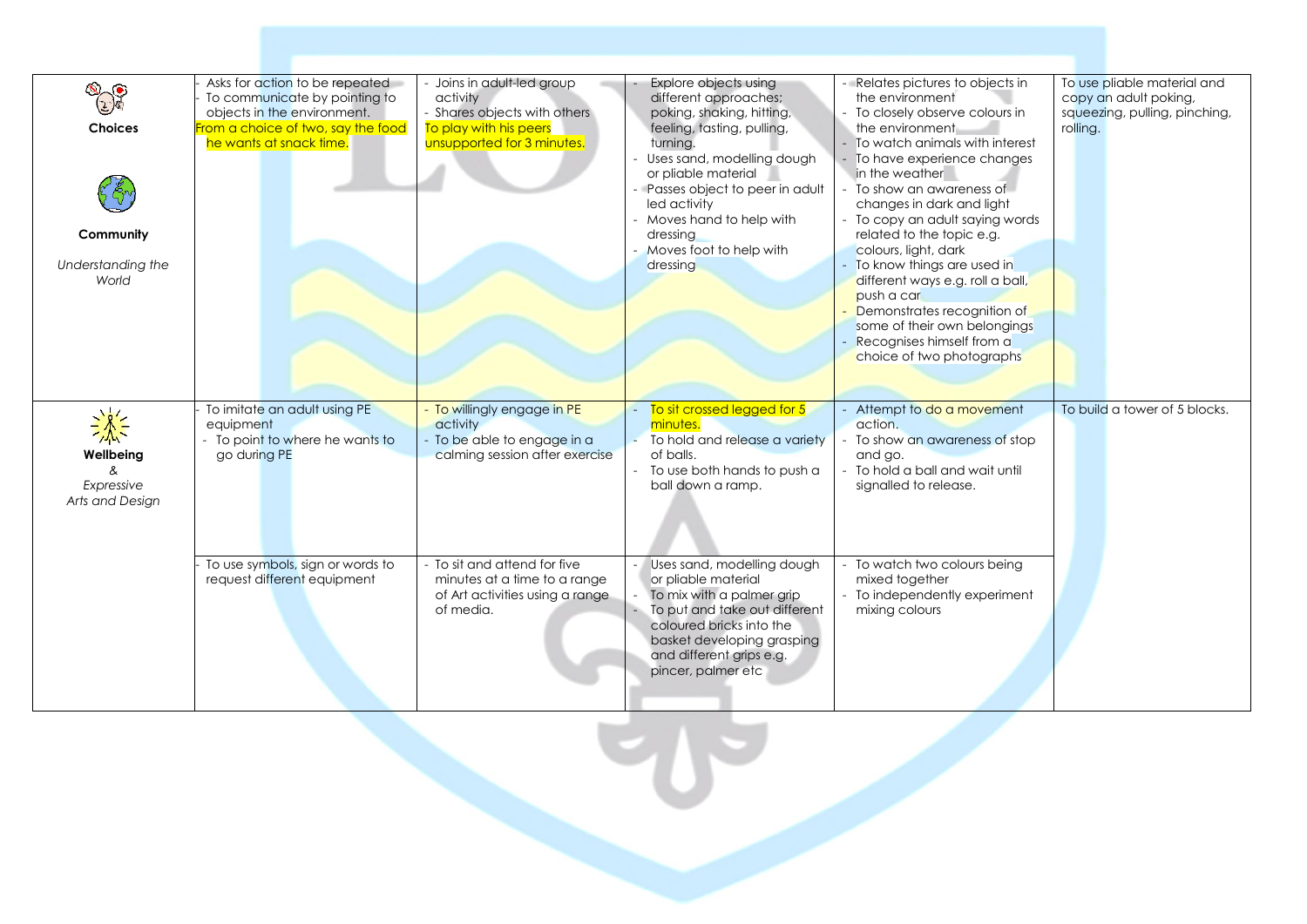| | | | | | |
|---|---|---|---|---|---|
| **Choices**<br><br>**Community**<br><br>*Understanding the World* | - Asks for action to be repeated<br>- To communicate by pointing to objects in the environment.<br>From a choice of two, say the food he wants at snack time. | - Joins in adult-led group activity<br>- Shares objects with others<br>To play with his peers unsupported for 3 minutes. | - Explore objects using different approaches; poking, shaking, hitting, feeling, tasting, pulling, turning.<br>- Uses sand, modelling dough or pliable material<br>- Passes object to peer in adult led activity<br>- Moves hand to help with dressing<br>- Moves foot to help with dressing | - Relates pictures to objects in the environment<br>- To closely observe colours in the environment<br>- To watch animals with interest<br>- To have experience changes in the weather<br>- To show an awareness of changes in dark and light<br>- To copy an adult saying words related to the topic e.g. colours, light, dark<br>- To know things are used in different ways e.g. roll a ball, push a car<br>- Demonstrates recognition of some of their own belongings<br>- Recognises himself from a choice of two photographs | To use pliable material and copy an adult poking, squeezing, pulling, pinching, rolling. |
| **Wellbeing**<br>&<br>*Expressive Arts and Design* | - To imitate an adult using PE equipment<br>- To point to where he wants to go during PE | - To willingly engage in PE activity<br>- To be able to engage in a calming session after exercise | - To sit crossed legged for 5 minutes.<br>- To hold and release a variety of balls.<br>- To use both hands to push a ball down a ramp. | - Attempt to do a movement action.<br>- To show an awareness of stop and go.<br>- To hold a ball and wait until signalled to release. | To build a tower of 5 blocks. |
| | - To use symbols, sign or words to request different equipment | - To sit and attend for five minutes at a time to a range of Art activities using a range of media. | - Uses sand, modelling dough or pliable material<br>- To mix with a palmer grip<br>- To put and take out different coloured bricks into the basket developing grasping and different grips e.g. pincer, palmer etc | - To watch two colours being mixed together<br>- To independently experiment mixing colours | |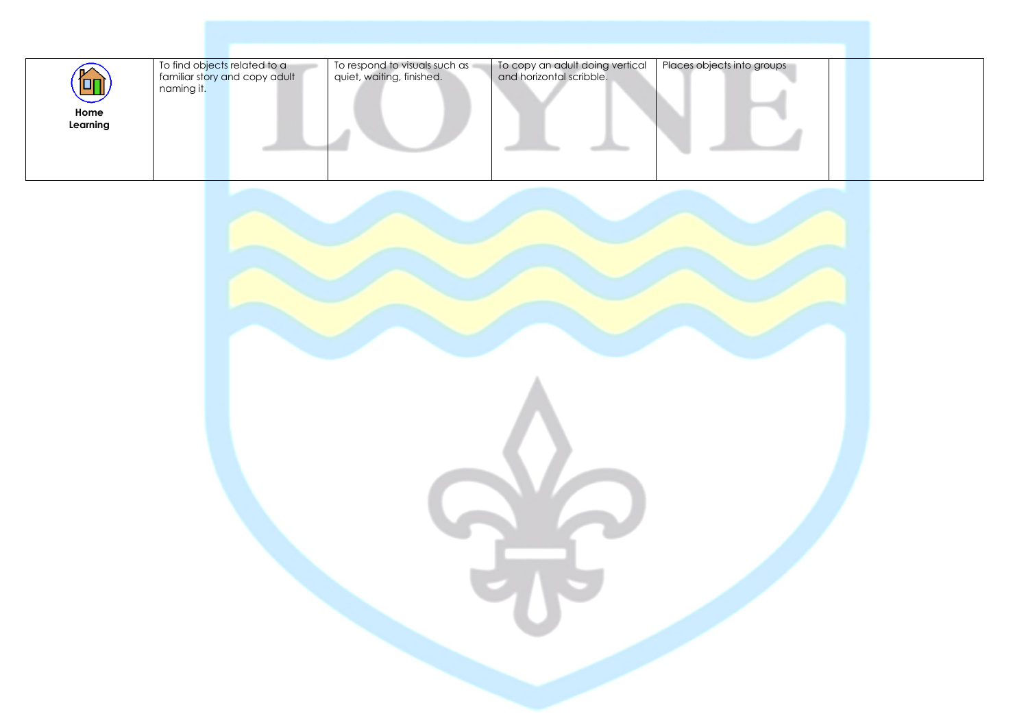| | | | | | |
|---|---|---|---|---|---|
| **Home Learning** | To find objects related to a familiar story and copy adult naming it. | To respond to visuals such as quiet, waiting, finished. | To copy an adult doing vertical and horizontal scribble. | Places objects into groups | |